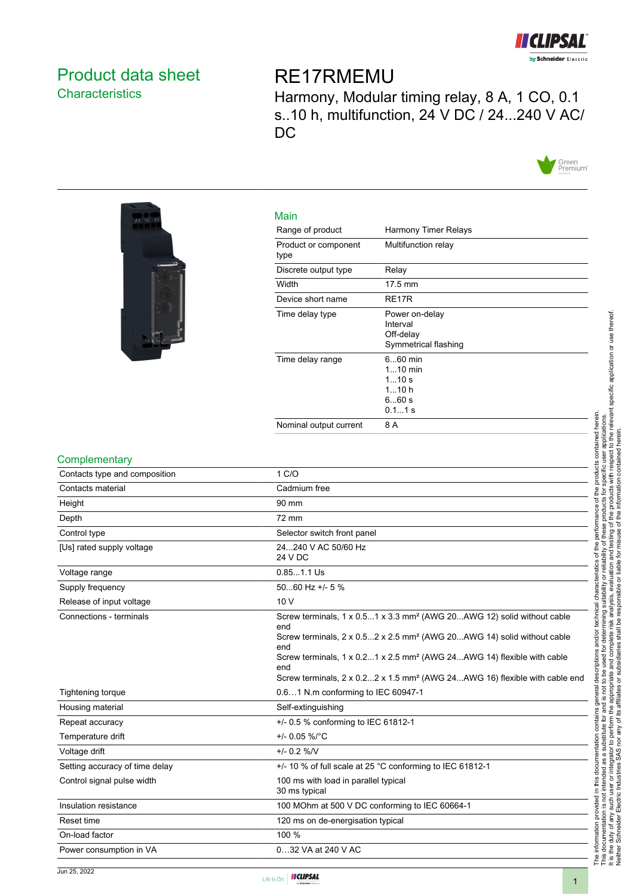# Product data sheet
## Characteristics

# RE17RMEMU

Harmony, Modular timing relay, 8 A, 1 CO, 0.1 s..10 h, multifunction, 24 V DC / 24...240 V AC/ DC

### Main

| | |
|---|---|
| Range of product | Harmony Timer Relays |
| Product or component type | Multifunction relay |
| Discrete output type | Relay |
| Width | 17.5 mm |
| Device short name | RE17R |
| Time delay type | Power on-delay<br>Interval<br>Off-delay<br>Symmetrical flashing |
| Time delay range | 6...60 min<br>1...10 min<br>1...10 s<br>1...10 h<br>6...60 s<br>0.1...1 s |
| Nominal output current | 8 A |

### Complementary

| | |
|---|---|
| Contacts type and composition | 1 C/O |
| Contacts material | Cadmium free |
| Height | 90 mm |
| Depth | 72 mm |
| Control type | Selector switch front panel |
| [Us] rated supply voltage | 24...240 V AC 50/60 Hz<br>24 V DC |
| Voltage range | 0.85...1.1 Us |
| Supply frequency | 50...60 Hz +/- 5 % |
| Release of input voltage | 10 V |
| Connections - terminals | Screw terminals, 1 x 0.5...1 x 3.3 mm² (AWG 20...AWG 12) solid without cable end<br>Screw terminals, 2 x 0.5...2 x 2.5 mm² (AWG 20...AWG 14) solid without cable end<br>Screw terminals, 1 x 0.2...1 x 2.5 mm² (AWG 24...AWG 14) flexible with cable end<br>Screw terminals, 2 x 0.2...2 x 1.5 mm² (AWG 24...AWG 16) flexible with cable end |
| Tightening torque | 0.6…1 N.m conforming to IEC 60947-1 |
| Housing material | Self-extinguishing |
| Repeat accuracy | +/- 0.5 % conforming to IEC 61812-1 |
| Temperature drift | +/- 0.05 %/°C |
| Voltage drift | +/- 0.2 %/V |
| Setting accuracy of time delay | +/- 10 % of full scale at 25 °C conforming to IEC 61812-1 |
| Control signal pulse width | 100 ms with load in parallel typical<br>30 ms typical |
| Insulation resistance | 100 MOhm at 500 V DC conforming to IEC 60664-1 |
| Reset time | 120 ms on de-energisation typical |
| On-load factor | 100 % |
| Power consumption in VA | 0…32 VA at 240 V AC |

The information provided in this documentation contains general descriptions and/or technical characteristics of the performance of the products contained herein. This documentation is not intended as a substitute for and is not to be used for determining suitability or reliability of these products for specific user applications. It is the duty of any such user or integrator to perform the appropriate and complete risk analysis, evaluation and testing of the products with respect to the relevant specific application or use thereof. Neither Schneider Electric Industries SAS nor any of its affiliates or subsidiaries shall be responsible or liable for misuse of the information contained herein.

Jun 25, 2022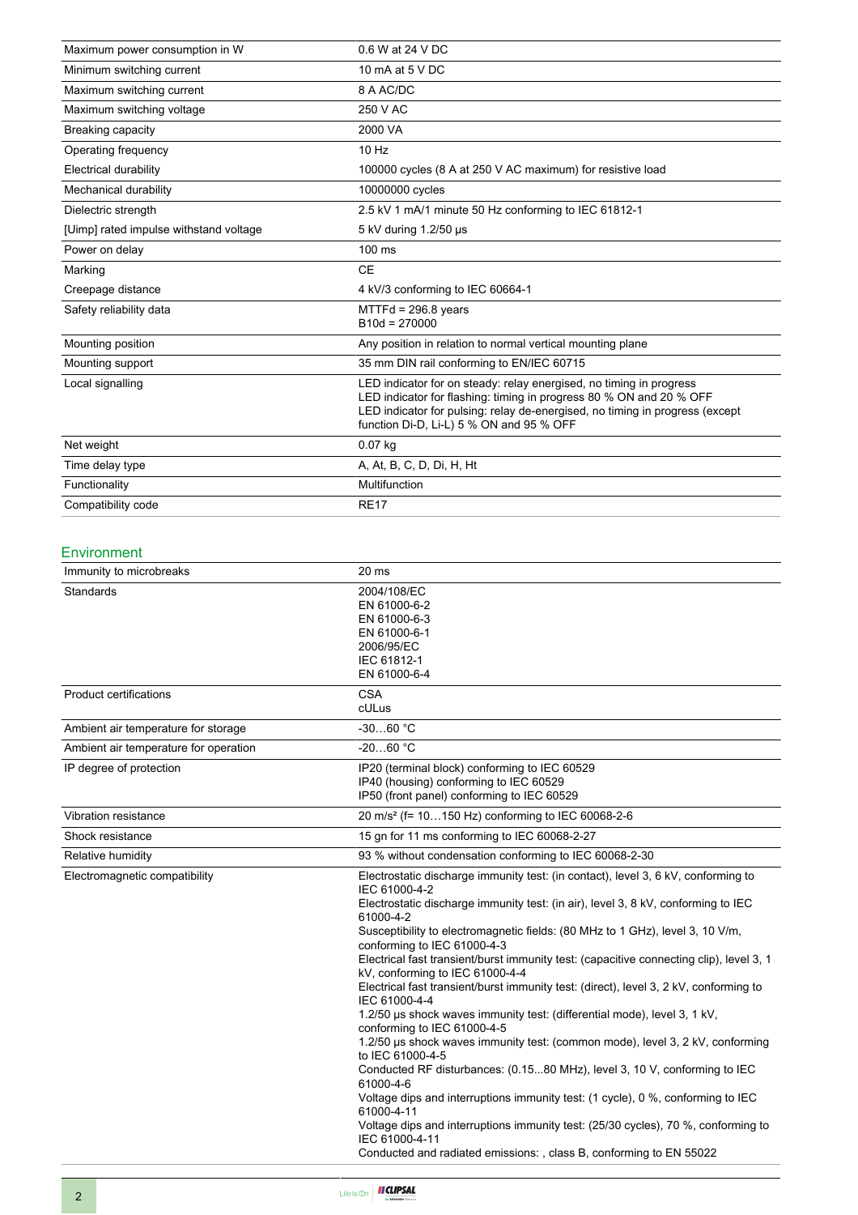| | |
|---|---|
| Maximum power consumption in W | 0.6 W at 24 V DC |
| Minimum switching current | 10 mA at 5 V DC |
| Maximum switching current | 8 A AC/DC |
| Maximum switching voltage | 250 V AC |
| Breaking capacity | 2000 VA |
| Operating frequency | 10 Hz |
| Electrical durability | 100000 cycles (8 A at 250 V AC maximum) for resistive load |
| Mechanical durability | 10000000 cycles |
| Dielectric strength | 2.5 kV 1 mA/1 minute 50 Hz conforming to IEC 61812-1 |
| [Uimp] rated impulse withstand voltage | 5 kV during 1.2/50 µs |
| Power on delay | 100 ms |
| Marking | CE |
| Creepage distance | 4 kV/3 conforming to IEC 60664-1 |
| Safety reliability data | MTTFd = 296.8 years<br>B10d = 270000 |
| Mounting position | Any position in relation to normal vertical mounting plane |
| Mounting support | 35 mm DIN rail conforming to EN/IEC 60715 |
| Local signalling | LED indicator for on steady: relay energised, no timing in progress<br>LED indicator for flashing: timing in progress 80 % ON and 20 % OFF<br>LED indicator for pulsing: relay de-energised, no timing in progress (except function Di-D, Li-L) 5 % ON and 95 % OFF |
| Net weight | 0.07 kg |
| Time delay type | A, At, B, C, D, Di, H, Ht |
| Functionality | Multifunction |
| Compatibility code | RE17 |

## Environment

| | |
|---|---|
| Immunity to microbreaks | 20 ms |
| Standards | 2004/108/EC<br>EN 61000-6-2<br>EN 61000-6-3<br>EN 61000-6-1<br>2006/95/EC<br>IEC 61812-1<br>EN 61000-6-4 |
| Product certifications | CSA<br>cULus |
| Ambient air temperature for storage | -30…60 °C |
| Ambient air temperature for operation | -20…60 °C |
| IP degree of protection | IP20 (terminal block) conforming to IEC 60529<br>IP40 (housing) conforming to IEC 60529<br>IP50 (front panel) conforming to IEC 60529 |
| Vibration resistance | 20 m/s² (f= 10…150 Hz) conforming to IEC 60068-2-6 |
| Shock resistance | 15 gn for 11 ms conforming to IEC 60068-2-27 |
| Relative humidity | 93 % without condensation conforming to IEC 60068-2-30 |
| Electromagnetic compatibility | Electrostatic discharge immunity test: (in contact), level 3, 6 kV, conforming to IEC 61000-4-2<br>Electrostatic discharge immunity test: (in air), level 3, 8 kV, conforming to IEC 61000-4-2<br>Susceptibility to electromagnetic fields: (80 MHz to 1 GHz), level 3, 10 V/m, conforming to IEC 61000-4-3<br>Electrical fast transient/burst immunity test: (capacitive connecting clip), level 3, 1 kV, conforming to IEC 61000-4-4<br>Electrical fast transient/burst immunity test: (direct), level 3, 2 kV, conforming to IEC 61000-4-4<br>1.2/50 µs shock waves immunity test: (differential mode), level 3, 1 kV, conforming to IEC 61000-4-5<br>1.2/50 µs shock waves immunity test: (common mode), level 3, 2 kV, conforming to IEC 61000-4-5<br>Conducted RF disturbances: (0.15...80 MHz), level 3, 10 V, conforming to IEC 61000-4-6<br>Voltage dips and interruptions immunity test: (1 cycle), 0 %, conforming to IEC 61000-4-11<br>Voltage dips and interruptions immunity test: (25/30 cycles), 70 %, conforming to IEC 61000-4-11<br>Conducted and radiated emissions: , class B, conforming to EN 55022 |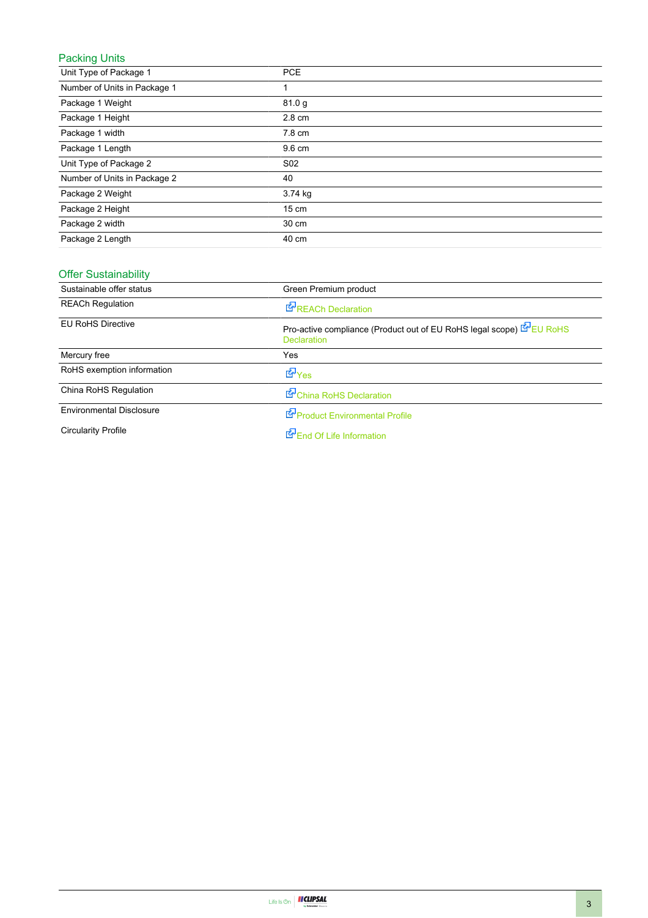## Packing Units

| | |
|---|---|
| Unit Type of Package 1 | PCE |
| Number of Units in Package 1 | 1 |
| Package 1 Weight | 81.0 g |
| Package 1 Height | 2.8 cm |
| Package 1 width | 7.8 cm |
| Package 1 Length | 9.6 cm |
| Unit Type of Package 2 | S02 |
| Number of Units in Package 2 | 40 |
| Package 2 Weight | 3.74 kg |
| Package 2 Height | 15 cm |
| Package 2 width | 30 cm |
| Package 2 Length | 40 cm |

## Offer Sustainability

| | |
|---|---|
| Sustainable offer status | Green Premium product |
| REACh Regulation | REACh Declaration |
| EU RoHS Directive | Pro-active compliance (Product out of EU RoHS legal scope) EU RoHS Declaration |
| Mercury free | Yes |
| RoHS exemption information | Yes |
| China RoHS Regulation | China RoHS Declaration |
| Environmental Disclosure | Product Environmental Profile |
| Circularity Profile | End Of Life Information |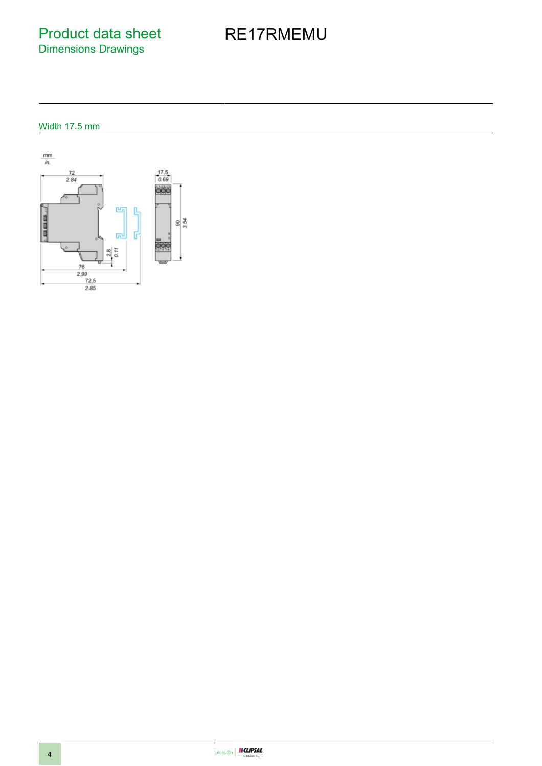# Product data sheet
## Dimensions Drawings

RE17RMEMU

### Width 17.5 mm

mm
in.

72
2.84

17,5
0.69

90
3.54

2,8
0.11

76
2.99

72,5
2.85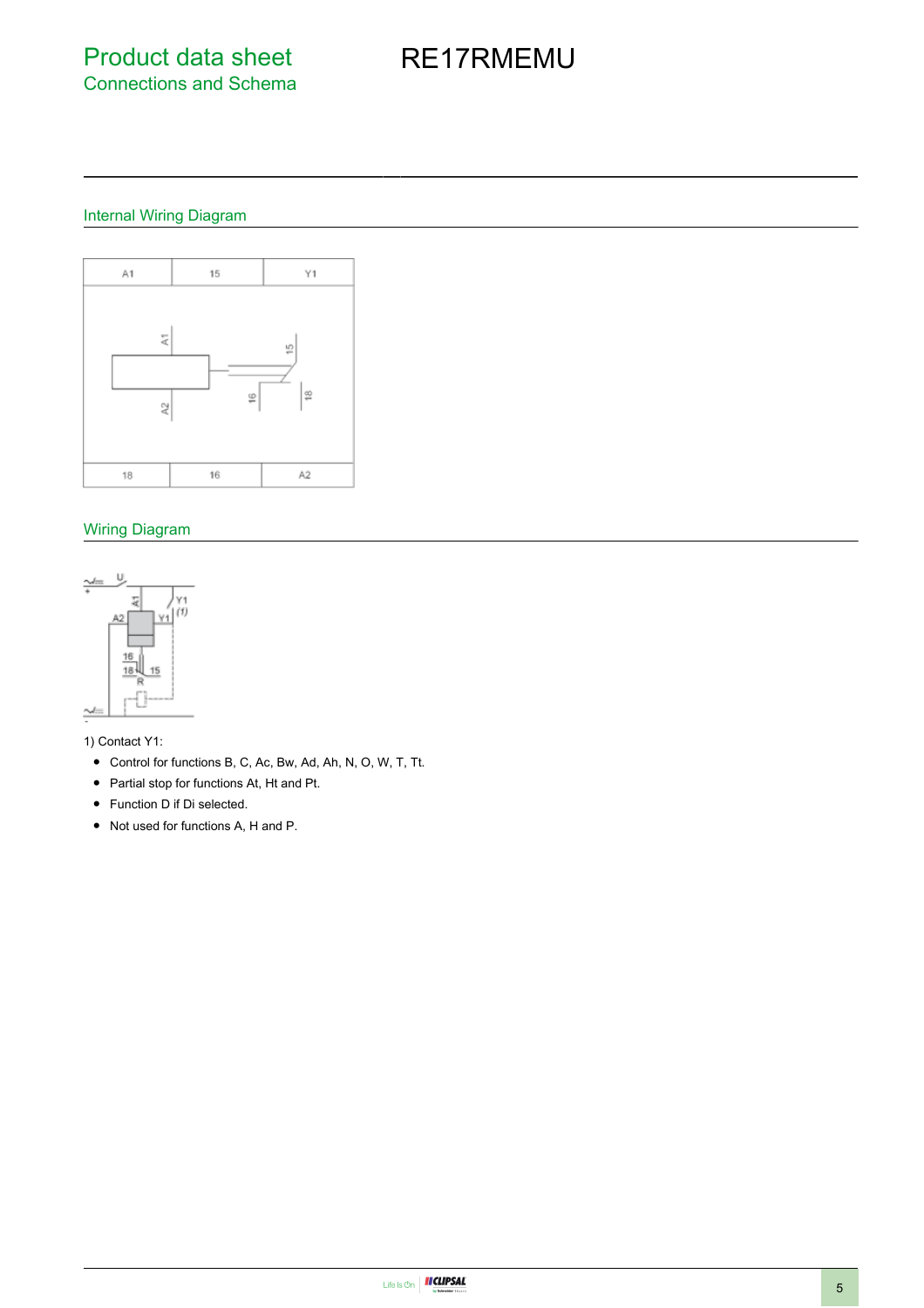# Product data sheet
## Connections and Schema

# RE17RMEMU

### Internal Wiring Diagram

| A1 | 15 | Y1 |
|---|---|---|
| 18 | 16 | A2 |

### Wiring Diagram

1) Contact Y1:

- Control for functions B, C, Ac, Bw, Ad, Ah, N, O, W, T, Tt.
- Partial stop for functions At, Ht and Pt.
- Function D if Di selected.
- Not used for functions A, H and P.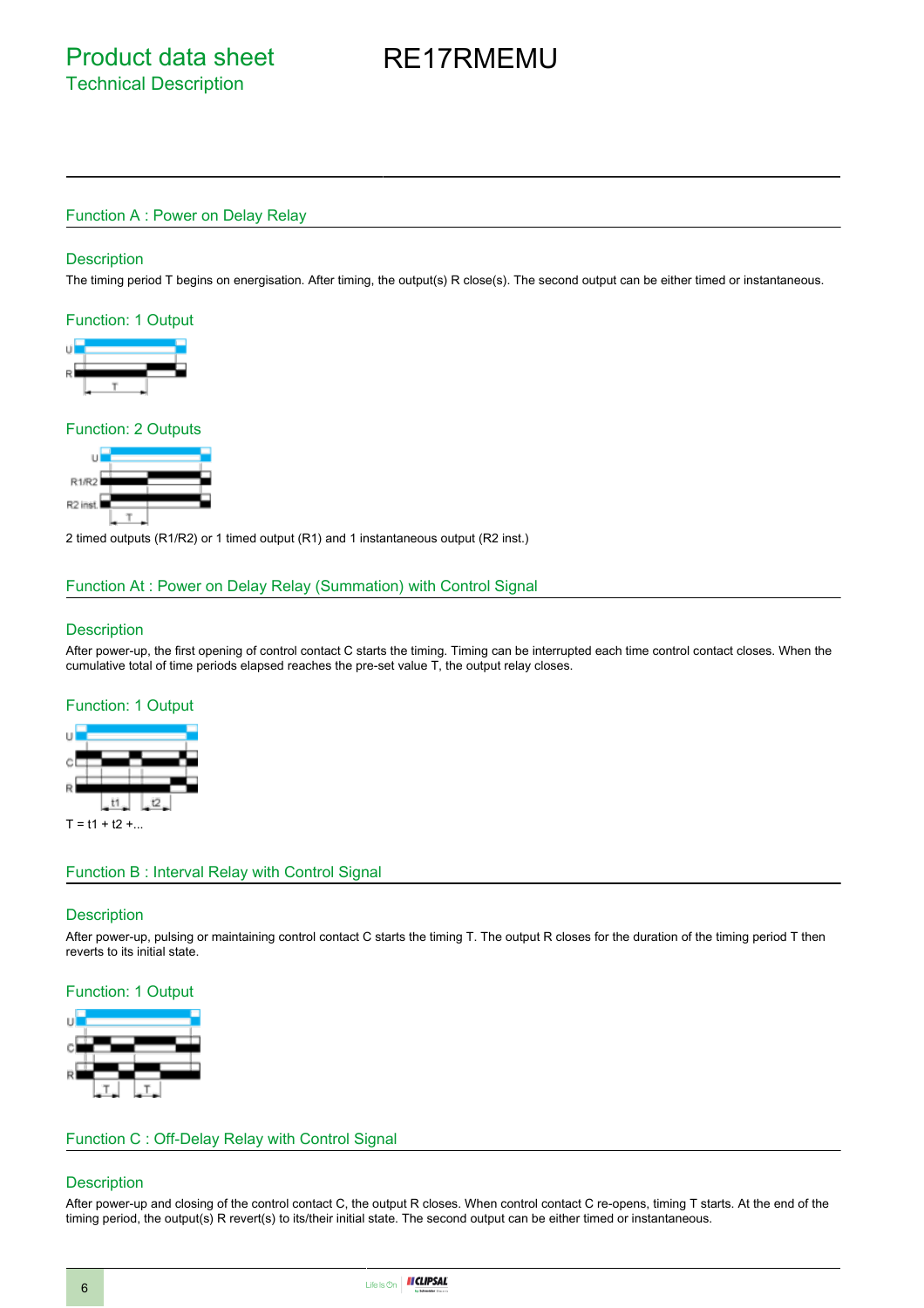# Product data sheet
## Technical Description

# RE17RMEMU

## Function A : Power on Delay Relay

### Description

The timing period T begins on energisation. After timing, the output(s) R close(s). The second output can be either timed or instantaneous.

### Function: 1 Output

U

R

T

### Function: 2 Outputs

U

R1/R2

R2 inst.

T

2 timed outputs (R1/R2) or 1 timed output (R1) and 1 instantaneous output (R2 inst.)

## Function At : Power on Delay Relay (Summation) with Control Signal

### Description

After power-up, the first opening of control contact C starts the timing. Timing can be interrupted each time control contact closes. When the cumulative total of time periods elapsed reaches the pre-set value T, the output relay closes.

### Function: 1 Output

U

C

R

t1 t2

T = t1 + t2 +...

## Function B : Interval Relay with Control Signal

### Description

After power-up, pulsing or maintaining control contact C starts the timing T. The output R closes for the duration of the timing period T then reverts to its initial state.

### Function: 1 Output

U

C

R

T T

## Function C : Off-Delay Relay with Control Signal

### Description

After power-up and closing of the control contact C, the output R closes. When control contact C re-opens, timing T starts. At the end of the timing period, the output(s) R revert(s) to its/their initial state. The second output can be either timed or instantaneous.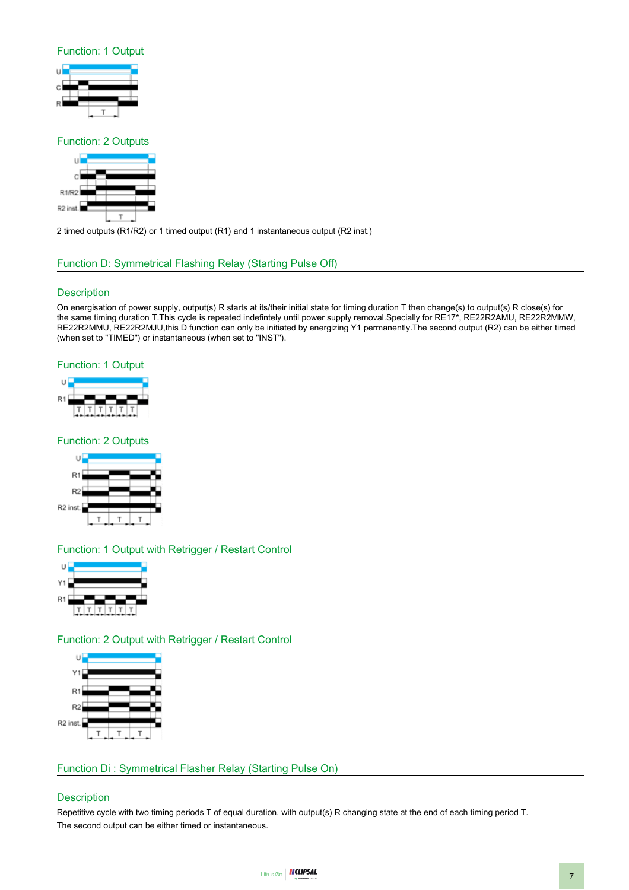### Function: 1 Output

### Function: 2 Outputs

2 timed outputs (R1/R2) or 1 timed output (R1) and 1 instantaneous output (R2 inst.)

## Function D: Symmetrical Flashing Relay (Starting Pulse Off)

### Description

On energisation of power supply, output(s) R starts at its/their initial state for timing duration T then change(s) to output(s) R close(s) for the same timing duration T.This cycle is repeated indefintely until power supply removal.Specially for RE17*, RE22R2AMU, RE22R2MMW, RE22R2MMU, RE22R2MJU,this D function can only be initiated by energizing Y1 permanently.The second output (R2) can be either timed (when set to "TIMED") or instantaneous (when set to "INST").

### Function: 1 Output

### Function: 2 Outputs

### Function: 1 Output with Retrigger / Restart Control

### Function: 2 Output with Retrigger / Restart Control

## Function Di : Symmetrical Flasher Relay (Starting Pulse On)

### Description

Repetitive cycle with two timing periods T of equal duration, with output(s) R changing state at the end of each timing period T.

The second output can be either timed or instantaneous.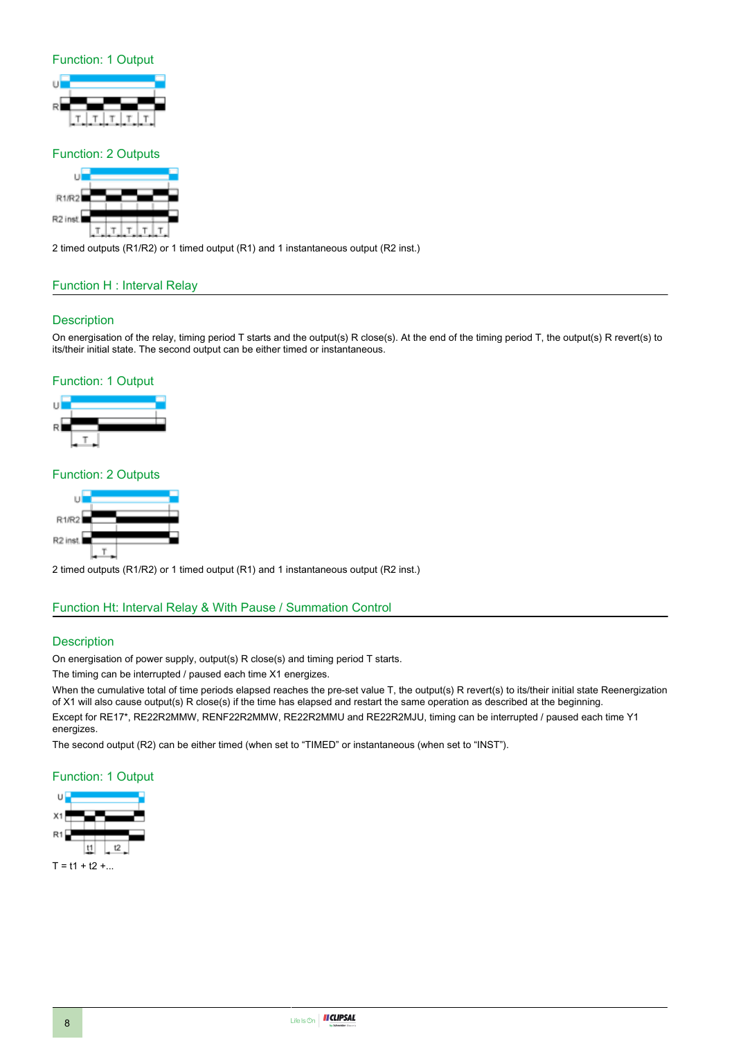### Function: 1 Output

### Function: 2 Outputs

2 timed outputs (R1/R2) or 1 timed output (R1) and 1 instantaneous output (R2 inst.)

## Function H : Interval Relay

### Description

On energisation of the relay, timing period T starts and the output(s) R close(s). At the end of the timing period T, the output(s) R revert(s) to its/their initial state. The second output can be either timed or instantaneous.

### Function: 1 Output

### Function: 2 Outputs

2 timed outputs (R1/R2) or 1 timed output (R1) and 1 instantaneous output (R2 inst.)

## Function Ht: Interval Relay & With Pause / Summation Control

### Description

On energisation of power supply, output(s) R close(s) and timing period T starts.

The timing can be interrupted / paused each time X1 energizes.

When the cumulative total of time periods elapsed reaches the pre-set value T, the output(s) R revert(s) to its/their initial state Reenergization of X1 will also cause output(s) R close(s) if the time has elapsed and restart the same operation as described at the beginning.

Except for RE17*, RE22R2MMW, RENF22R2MMW, RE22R2MMU and RE22R2MJU, timing can be interrupted / paused each time Y1 energizes.

The second output (R2) can be either timed (when set to “TIMED” or instantaneous (when set to “INST”).

### Function: 1 Output

T = t1 + t2 +...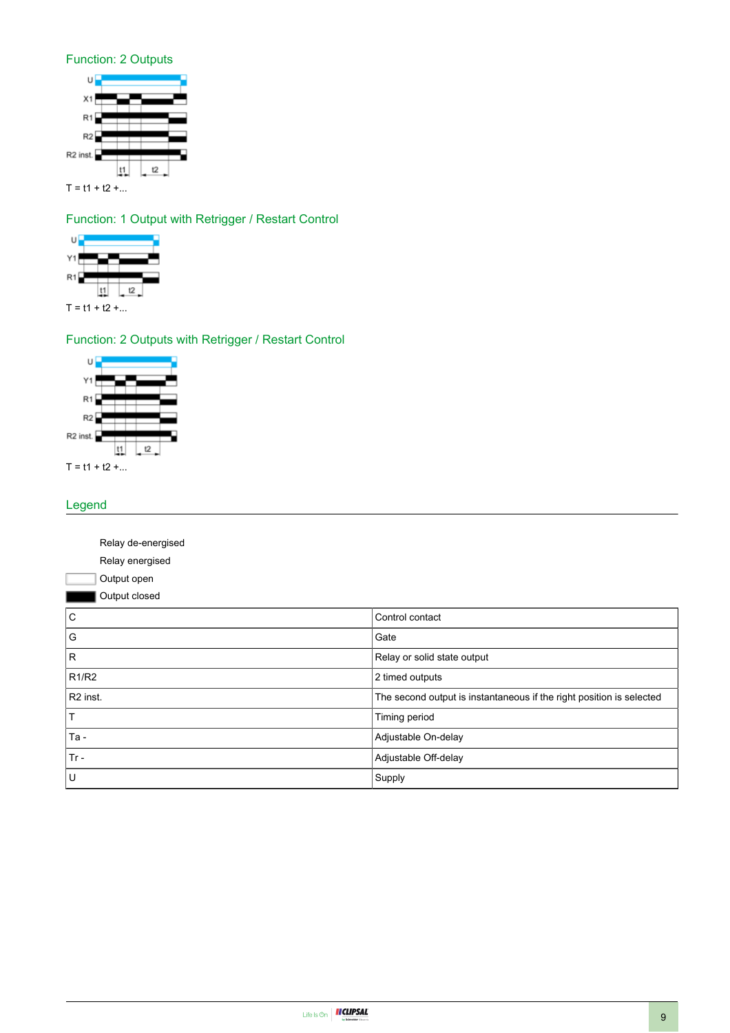## Function: 2 Outputs

U

X1

R1

R2

R2 inst.

t1

t2

T = t1 + t2 +...

## Function: 1 Output with Retrigger / Restart Control

U

Y1

R1

t1

t2

T = t1 + t2 +...

## Function: 2 Outputs with Retrigger / Restart Control

U

Y1

R1

R2

R2 inst.

t1

t2

T = t1 + t2 +...

## Legend

Relay de-energised

Relay energised

Output open

Output closed

| | |
|---|---|
| C | Control contact |
| G | Gate |
| R | Relay or solid state output |
| R1/R2 | 2 timed outputs |
| R2 inst. | The second output is instantaneous if the right position is selected |
| T | Timing period |
| Ta - | Adjustable On-delay |
| Tr - | Adjustable Off-delay |
| U | Supply |